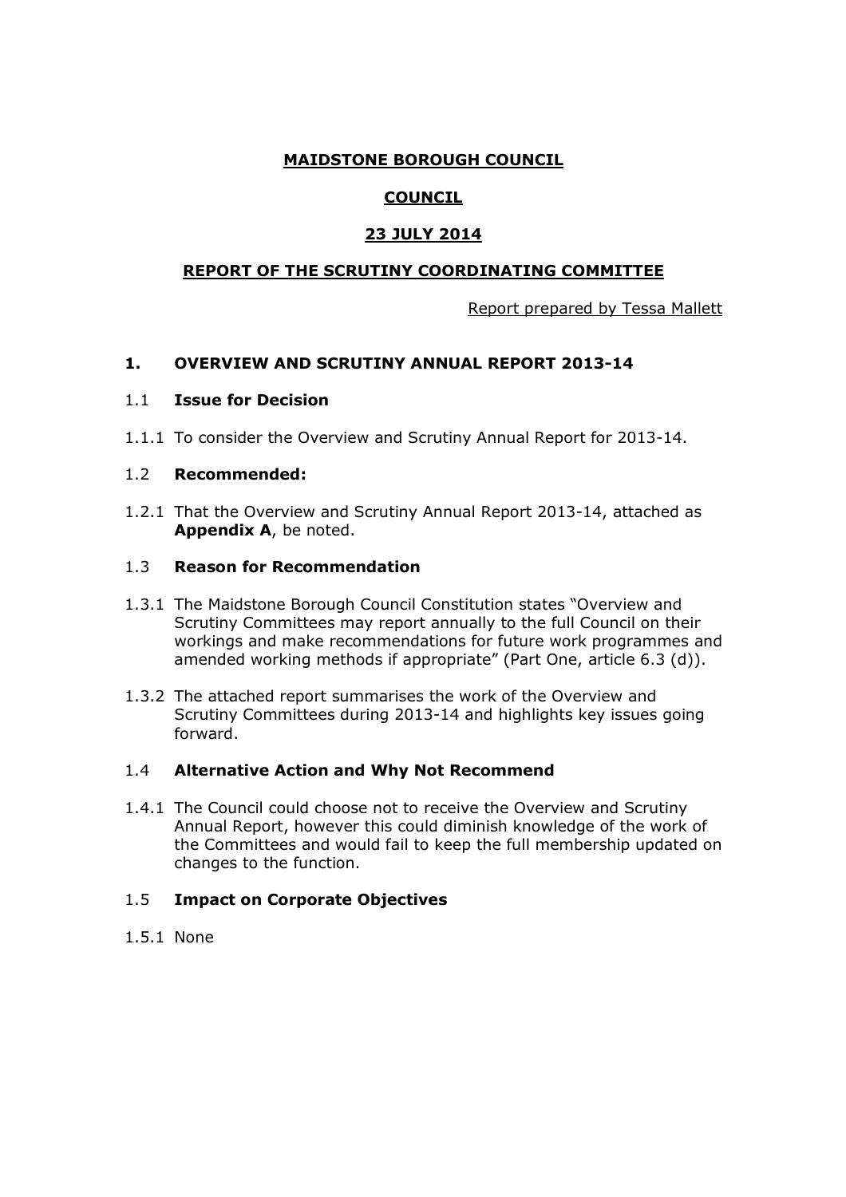# MAIDSTONE BOROUGH COUNCIL

## COUNCIL

## 23 JULY 2014

## REPORT OF THE SCRUTINY COORDINATING COMMITTEE

Report prepared by Tessa Mallett

### 1. OVERVIEW AND SCRUTINY ANNUAL REPORT 2013-14

1.1 **Issue for Decision**

1.1.1 To consider the Overview and Scrutiny Annual Report for 2013-14.

1.2 **Recommended:**

1.2.1 That the Overview and Scrutiny Annual Report 2013-14, attached as **Appendix A**, be noted.

1.3 **Reason for Recommendation**

1.3.1 The Maidstone Borough Council Constitution states "Overview and Scrutiny Committees may report annually to the full Council on their workings and make recommendations for future work programmes and amended working methods if appropriate" (Part One, article 6.3 (d)).

1.3.2 The attached report summarises the work of the Overview and Scrutiny Committees during 2013-14 and highlights key issues going forward.

1.4 **Alternative Action and Why Not Recommend**

1.4.1 The Council could choose not to receive the Overview and Scrutiny Annual Report, however this could diminish knowledge of the work of the Committees and would fail to keep the full membership updated on changes to the function.

1.5 **Impact on Corporate Objectives**

1.5.1 None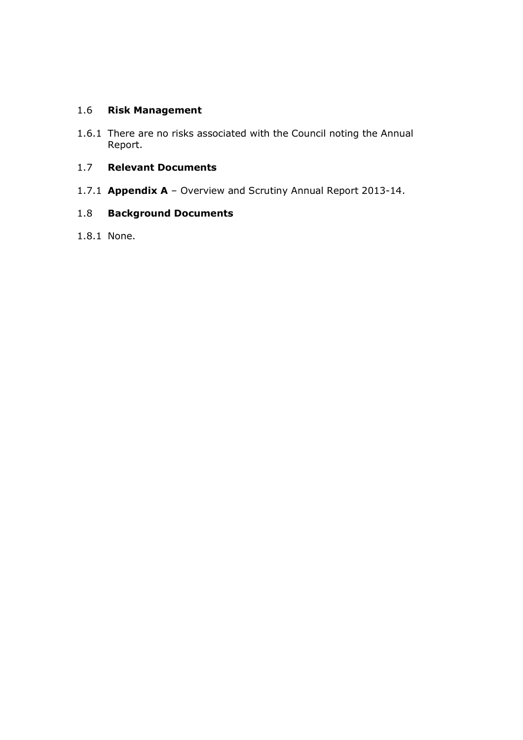## 1.6 **Risk Management**

1.6.1 There are no risks associated with the Council noting the Annual Report.

## 1.7 **Relevant Documents**

1.7.1 **Appendix A** – Overview and Scrutiny Annual Report 2013-14.

## 1.8 **Background Documents**

1.8.1 None.